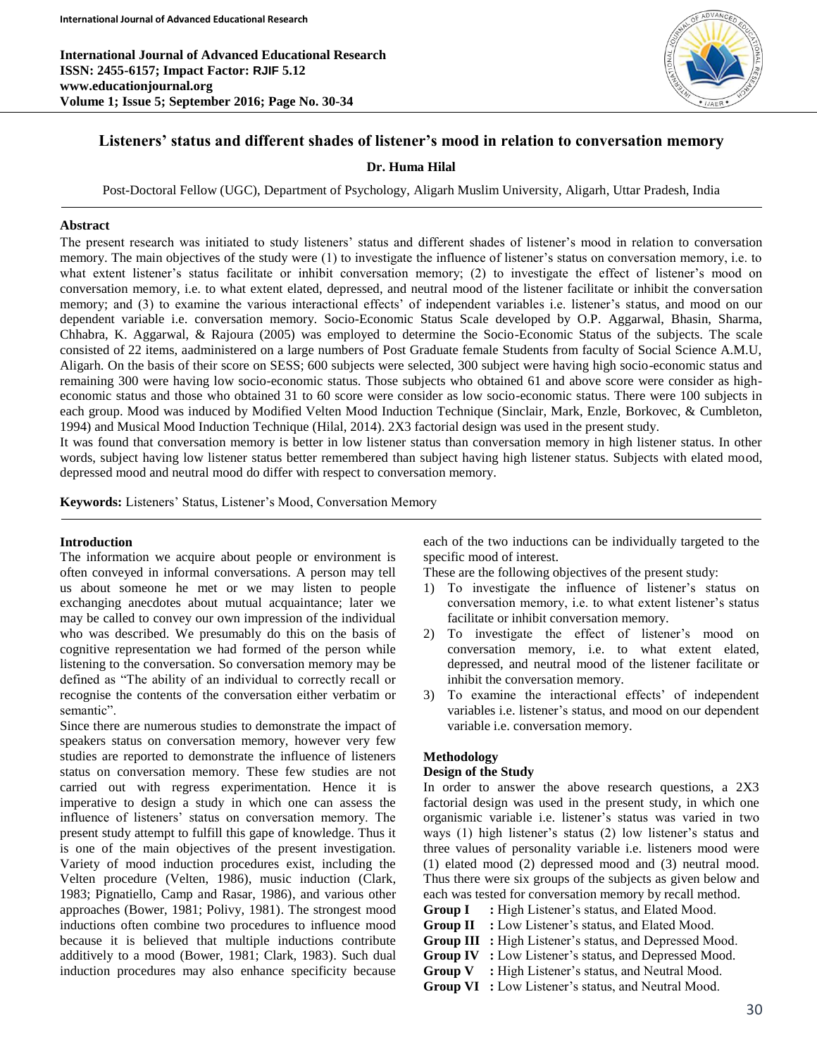# Listeners' status and different shades of listener's mood in relation to conversation memory

**Dr. Huma Hilal**

Post-Doctoral Fellow (UGC), Department of Psychology, Aligarh Muslim University, Aligarh, Uttar Pradesh, India

## Abstract

The present research was initiated to study listeners' status and different shades of listener's mood in relation to conversation memory. The main objectives of the study were (1) to investigate the influence of listener's status on conversation memory, i.e. to what extent listener's status facilitate or inhibit conversation memory; (2) to investigate the effect of listener's mood on conversation memory, i.e. to what extent elated, depressed, and neutral mood of the listener facilitate or inhibit the conversation memory; and (3) to examine the various interactional effects' of independent variables i.e. listener's status, and mood on our dependent variable i.e. conversation memory. Socio-Economic Status Scale developed by O.P. Aggarwal, Bhasin, Sharma, Chhabra, K. Aggarwal, & Rajoura (2005) was employed to determine the Socio-Economic Status of the subjects. The scale consisted of 22 items, aadministered on a large numbers of Post Graduate female Students from faculty of Social Science A.M.U, Aligarh. On the basis of their score on SESS; 600 subjects were selected, 300 subject were having high socio-economic status and remaining 300 were having low socio-economic status. Those subjects who obtained 61 and above score were consider as high-economic status and those who obtained 31 to 60 score were consider as low socio-economic status. There were 100 subjects in each group. Mood was induced by Modified Velten Mood Induction Technique (Sinclair, Mark, Enzle, Borkovec, & Cumbleton, 1994) and Musical Mood Induction Technique (Hilal, 2014). 2X3 factorial design was used in the present study.

It was found that conversation memory is better in low listener status than conversation memory in high listener status. In other words, subject having low listener status better remembered than subject having high listener status. Subjects with elated mood, depressed mood and neutral mood do differ with respect to conversation memory.

**Keywords:** Listeners' Status, Listener's Mood, Conversation Memory

## Introduction

The information we acquire about people or environment is often conveyed in informal conversations. A person may tell us about someone he met or we may listen to people exchanging anecdotes about mutual acquaintance; later we may be called to convey our own impression of the individual who was described. We presumably do this on the basis of cognitive representation we had formed of the person while listening to the conversation. So conversation memory may be defined as "The ability of an individual to correctly recall or recognise the contents of the conversation either verbatim or semantic".

Since there are numerous studies to demonstrate the impact of speakers status on conversation memory, however very few studies are reported to demonstrate the influence of listeners status on conversation memory. These few studies are not carried out with regress experimentation. Hence it is imperative to design a study in which one can assess the influence of listeners' status on conversation memory. The present study attempt to fulfill this gape of knowledge. Thus it is one of the main objectives of the present investigation. Variety of mood induction procedures exist, including the Velten procedure (Velten, 1986), music induction (Clark, 1983; Pignatiello, Camp and Rasar, 1986), and various other approaches (Bower, 1981; Polivy, 1981). The strongest mood inductions often combine two procedures to influence mood because it is believed that multiple inductions contribute additively to a mood (Bower, 1981; Clark, 1983). Such dual induction procedures may also enhance specificity because each of the two inductions can be individually targeted to the specific mood of interest.

These are the following objectives of the present study:

1) To investigate the influence of listener's status on conversation memory, i.e. to what extent listener's status facilitate or inhibit conversation memory.
2) To investigate the effect of listener's mood on conversation memory, i.e. to what extent elated, depressed, and neutral mood of the listener facilitate or inhibit the conversation memory.
3) To examine the interactional effects' of independent variables i.e. listener's status, and mood on our dependent variable i.e. conversation memory.

## Methodology

### Design of the Study

In order to answer the above research questions, a 2X3 factorial design was used in the present study, in which one organismic variable i.e. listener's status was varied in two ways (1) high listener's status (2) low listener's status and three values of personality variable i.e. listeners mood were (1) elated mood (2) depressed mood and (3) neutral mood. Thus there were six groups of the subjects as given below and each was tested for conversation memory by recall method.

**Group I** : High Listener's status, and Elated Mood.
**Group II** : Low Listener's status, and Elated Mood.
**Group III** : High Listener's status, and Depressed Mood.
**Group IV** : Low Listener's status, and Depressed Mood.
**Group V** : High Listener's status, and Neutral Mood.
**Group VI** : Low Listener's status, and Neutral Mood.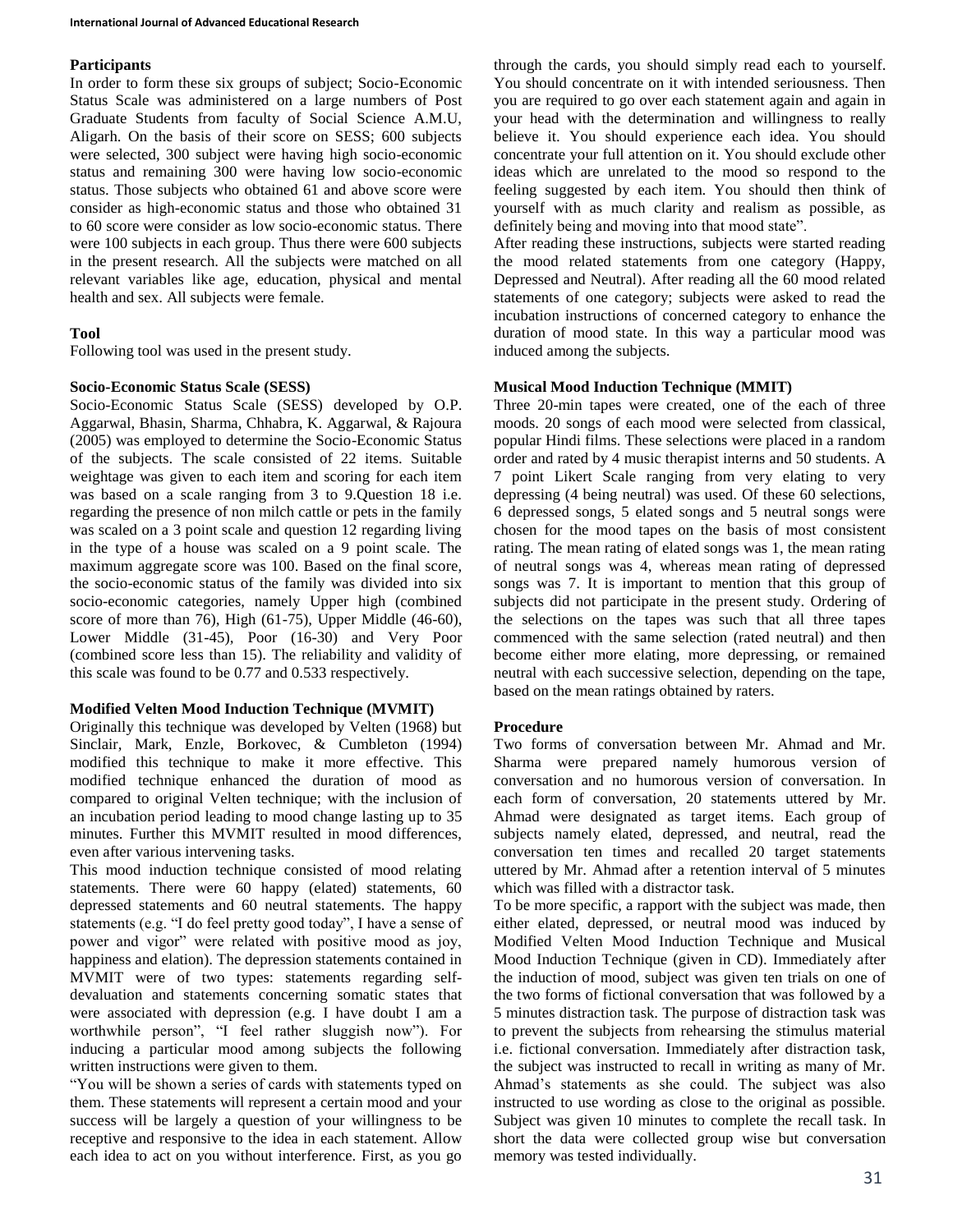### Participants

In order to form these six groups of subject; Socio-Economic Status Scale was administered on a large numbers of Post Graduate Students from faculty of Social Science A.M.U, Aligarh. On the basis of their score on SESS; 600 subjects were selected, 300 subject were having high socio-economic status and remaining 300 were having low socio-economic status. Those subjects who obtained 61 and above score were consider as high-economic status and those who obtained 31 to 60 score were consider as low socio-economic status. There were 100 subjects in each group. Thus there were 600 subjects in the present research. All the subjects were matched on all relevant variables like age, education, physical and mental health and sex. All subjects were female.

### Tool

Following tool was used in the present study.

### Socio-Economic Status Scale (SESS)

Socio-Economic Status Scale (SESS) developed by O.P. Aggarwal, Bhasin, Sharma, Chhabra, K. Aggarwal, & Rajoura (2005) was employed to determine the Socio-Economic Status of the subjects. The scale consisted of 22 items. Suitable weightage was given to each item and scoring for each item was based on a scale ranging from 3 to 9.Question 18 i.e. regarding the presence of non milch cattle or pets in the family was scaled on a 3 point scale and question 12 regarding living in the type of a house was scaled on a 9 point scale. The maximum aggregate score was 100. Based on the final score, the socio-economic status of the family was divided into six socio-economic categories, namely Upper high (combined score of more than 76), High (61-75), Upper Middle (46-60), Lower Middle (31-45), Poor (16-30) and Very Poor (combined score less than 15). The reliability and validity of this scale was found to be 0.77 and 0.533 respectively.

### Modified Velten Mood Induction Technique (MVMIT)

Originally this technique was developed by Velten (1968) but Sinclair, Mark, Enzle, Borkovec, & Cumbleton (1994) modified this technique to make it more effective. This modified technique enhanced the duration of mood as compared to original Velten technique; with the inclusion of an incubation period leading to mood change lasting up to 35 minutes. Further this MVMIT resulted in mood differences, even after various intervening tasks.

This mood induction technique consisted of mood relating statements. There were 60 happy (elated) statements, 60 depressed statements and 60 neutral statements. The happy statements (e.g. "I do feel pretty good today", I have a sense of power and vigor" were related with positive mood as joy, happiness and elation). The depression statements contained in MVMIT were of two types: statements regarding self-devaluation and statements concerning somatic states that were associated with depression (e.g. I have doubt I am a worthwhile person", "I feel rather sluggish now"). For inducing a particular mood among subjects the following written instructions were given to them.

"You will be shown a series of cards with statements typed on them. These statements will represent a certain mood and your success will be largely a question of your willingness to be receptive and responsive to the idea in each statement. Allow each idea to act on you without interference. First, as you go through the cards, you should simply read each to yourself. You should concentrate on it with intended seriousness. Then you are required to go over each statement again and again in your head with the determination and willingness to really believe it. You should experience each idea. You should concentrate your full attention on it. You should exclude other ideas which are unrelated to the mood so respond to the feeling suggested by each item. You should then think of yourself with as much clarity and realism as possible, as definitely being and moving into that mood state".

After reading these instructions, subjects were started reading the mood related statements from one category (Happy, Depressed and Neutral). After reading all the 60 mood related statements of one category; subjects were asked to read the incubation instructions of concerned category to enhance the duration of mood state. In this way a particular mood was induced among the subjects.

### Musical Mood Induction Technique (MMIT)

Three 20-min tapes were created, one of the each of three moods. 20 songs of each mood were selected from classical, popular Hindi films. These selections were placed in a random order and rated by 4 music therapist interns and 50 students. A 7 point Likert Scale ranging from very elating to very depressing (4 being neutral) was used. Of these 60 selections, 6 depressed songs, 5 elated songs and 5 neutral songs were chosen for the mood tapes on the basis of most consistent rating. The mean rating of elated songs was 1, the mean rating of neutral songs was 4, whereas mean rating of depressed songs was 7. It is important to mention that this group of subjects did not participate in the present study. Ordering of the selections on the tapes was such that all three tapes commenced with the same selection (rated neutral) and then become either more elating, more depressing, or remained neutral with each successive selection, depending on the tape, based on the mean ratings obtained by raters.

### Procedure

Two forms of conversation between Mr. Ahmad and Mr. Sharma were prepared namely humorous version of conversation and no humorous version of conversation. In each form of conversation, 20 statements uttered by Mr. Ahmad were designated as target items. Each group of subjects namely elated, depressed, and neutral, read the conversation ten times and recalled 20 target statements uttered by Mr. Ahmad after a retention interval of 5 minutes which was filled with a distractor task.

To be more specific, a rapport with the subject was made, then either elated, depressed, or neutral mood was induced by Modified Velten Mood Induction Technique and Musical Mood Induction Technique (given in CD). Immediately after the induction of mood, subject was given ten trials on one of the two forms of fictional conversation that was followed by a 5 minutes distraction task. The purpose of distraction task was to prevent the subjects from rehearsing the stimulus material i.e. fictional conversation. Immediately after distraction task, the subject was instructed to recall in writing as many of Mr. Ahmad's statements as she could. The subject was also instructed to use wording as close to the original as possible. Subject was given 10 minutes to complete the recall task. In short the data were collected group wise but conversation memory was tested individually.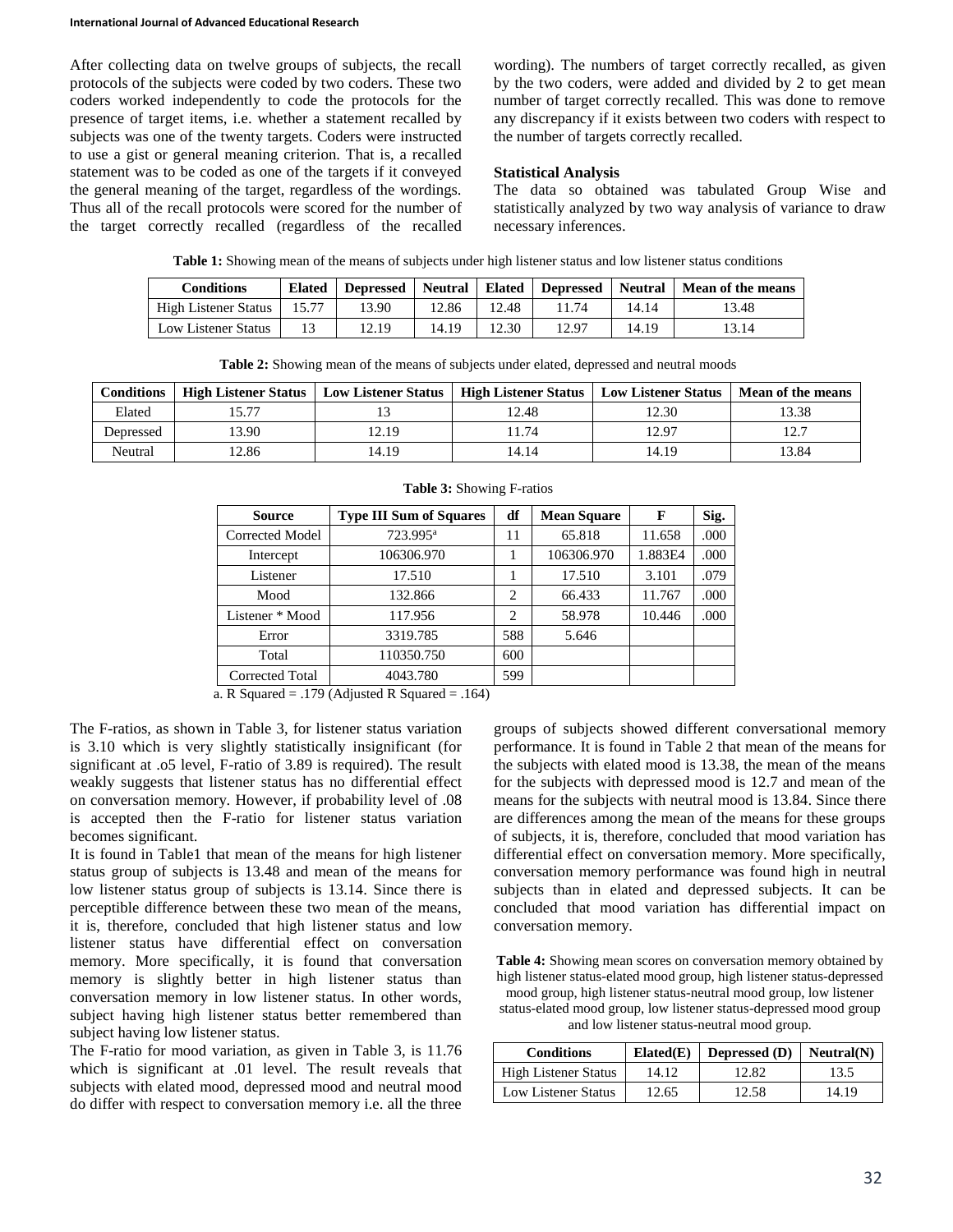After collecting data on twelve groups of subjects, the recall protocols of the subjects were coded by two coders. These two coders worked independently to code the protocols for the presence of target items, i.e. whether a statement recalled by subjects was one of the twenty targets. Coders were instructed to use a gist or general meaning criterion. That is, a recalled statement was to be coded as one of the targets if it conveyed the general meaning of the target, regardless of the wordings. Thus all of the recall protocols were scored for the number of the target correctly recalled (regardless of the recalled wording). The numbers of target correctly recalled, as given by the two coders, were added and divided by 2 to get mean number of target correctly recalled. This was done to remove any discrepancy if it exists between two coders with respect to the number of targets correctly recalled.

**Statistical Analysis**

The data so obtained was tabulated Group Wise and statistically analyzed by two way analysis of variance to draw necessary inferences.

**Table 1:** Showing mean of the means of subjects under high listener status and low listener status conditions

| Conditions | Elated | Depressed | Neutral | Elated | Depressed | Neutral | Mean of the means |
|---|---|---|---|---|---|---|---|
| High Listener Status | 15.77 | 13.90 | 12.86 | 12.48 | 11.74 | 14.14 | 13.48 |
| Low Listener Status | 13 | 12.19 | 14.19 | 12.30 | 12.97 | 14.19 | 13.14 |

**Table 2:** Showing mean of the means of subjects under elated, depressed and neutral moods

| Conditions | High Listener Status | Low Listener Status | High Listener Status | Low Listener Status | Mean of the means |
|---|---|---|---|---|---|
| Elated | 15.77 | 13 | 12.48 | 12.30 | 13.38 |
| Depressed | 13.90 | 12.19 | 11.74 | 12.97 | 12.7 |
| Neutral | 12.86 | 14.19 | 14.14 | 14.19 | 13.84 |

**Table 3:** Showing F-ratios

| Source | Type III Sum of Squares | df | Mean Square | F | Sig. |
|---|---|---|---|---|---|
| Corrected Model | 723.995[a] | 11 | 65.818 | 11.658 | .000 |
| Intercept | 106306.970 | 1 | 106306.970 | 1.883E4 | .000 |
| Listener | 17.510 | 1 | 17.510 | 3.101 | .079 |
| Mood | 132.866 | 2 | 66.433 | 11.767 | .000 |
| Listener * Mood | 117.956 | 2 | 58.978 | 10.446 | .000 |
| Error | 3319.785 | 588 | 5.646 | | |
| Total | 110350.750 | 600 | | | |
| Corrected Total | 4043.780 | 599 | | | |

a. R Squared = .179 (Adjusted R Squared = .164)

The F-ratios, as shown in Table 3, for listener status variation is 3.10 which is very slightly statistically insignificant (for significant at .o5 level, F-ratio of 3.89 is required). The result weakly suggests that listener status has no differential effect on conversation memory. However, if probability level of .08 is accepted then the F-ratio for listener status variation becomes significant.

It is found in Table1 that mean of the means for high listener status group of subjects is 13.48 and mean of the means for low listener status group of subjects is 13.14. Since there is perceptible difference between these two mean of the means, it is, therefore, concluded that high listener status and low listener status have differential effect on conversation memory. More specifically, it is found that conversation memory is slightly better in high listener status than conversation memory in low listener status. In other words, subject having high listener status better remembered than subject having low listener status.

The F-ratio for mood variation, as given in Table 3, is 11.76 which is significant at .01 level. The result reveals that subjects with elated mood, depressed mood and neutral mood do differ with respect to conversation memory i.e. all the three groups of subjects showed different conversational memory performance. It is found in Table 2 that mean of the means for the subjects with elated mood is 13.38, the mean of the means for the subjects with depressed mood is 12.7 and mean of the means for the subjects with neutral mood is 13.84. Since there are differences among the mean of the means for these groups of subjects, it is, therefore, concluded that mood variation has differential effect on conversation memory. More specifically, conversation memory performance was found high in neutral subjects than in elated and depressed subjects. It can be concluded that mood variation has differential impact on conversation memory.

**Table 4:** Showing mean scores on conversation memory obtained by high listener status-elated mood group, high listener status-depressed mood group, high listener status-neutral mood group, low listener status-elated mood group, low listener status-depressed mood group and low listener status-neutral mood group.

| Conditions | Elated(E) | Depressed (D) | Neutral(N) |
|---|---|---|---|
| High Listener Status | 14.12 | 12.82 | 13.5 |
| Low Listener Status | 12.65 | 12.58 | 14.19 |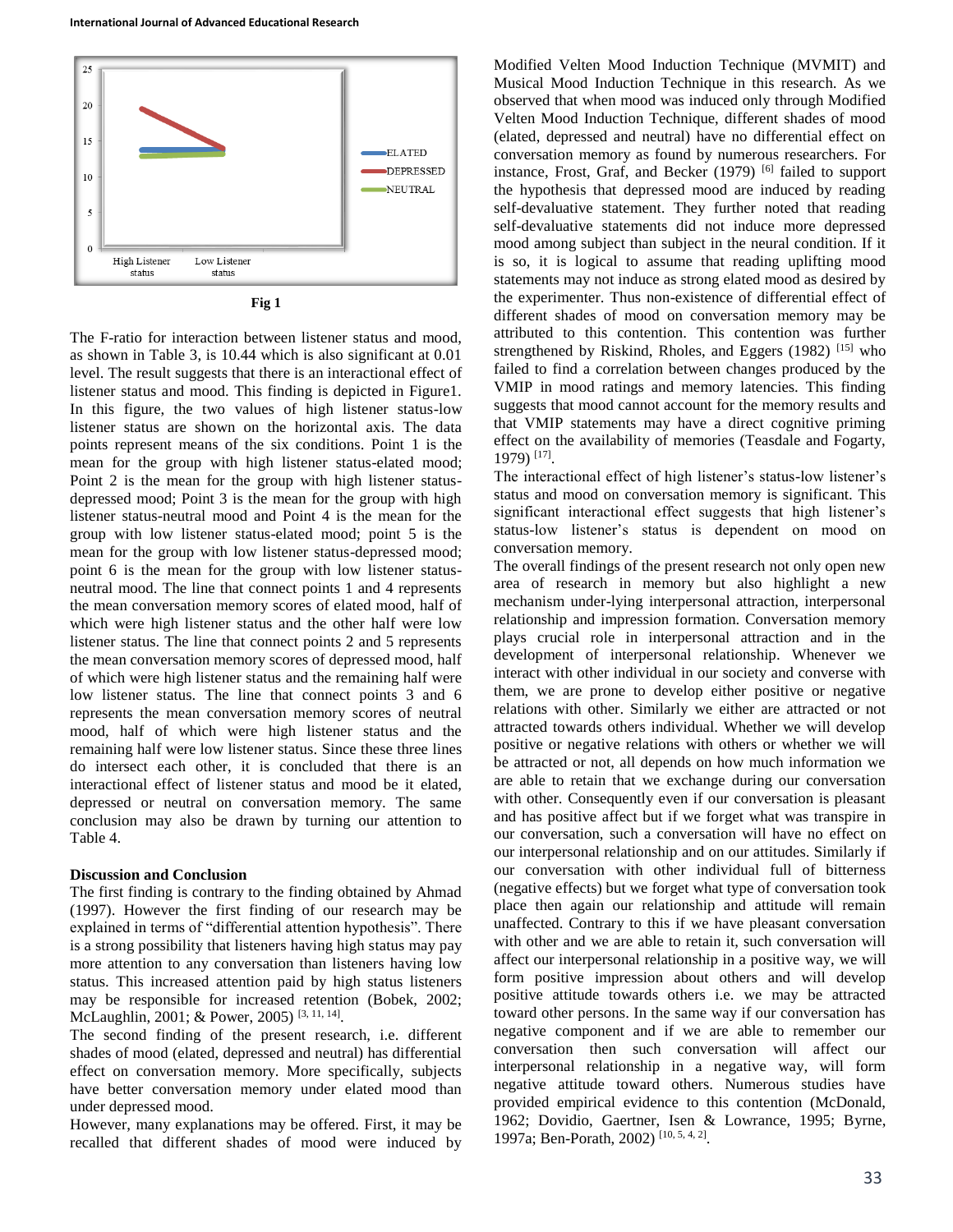Fig 1

The F-ratio for interaction between listener status and mood, as shown in Table 3, is 10.44 which is also significant at 0.01 level. The result suggests that there is an interactional effect of listener status and mood. This finding is depicted in Figure1. In this figure, the two values of high listener status-low listener status are shown on the horizontal axis. The data points represent means of the six conditions. Point 1 is the mean for the group with high listener status-elated mood; Point 2 is the mean for the group with high listener status-depressed mood; Point 3 is the mean for the group with high listener status-neutral mood and Point 4 is the mean for the group with low listener status-elated mood; point 5 is the mean for the group with low listener status-depressed mood; point 6 is the mean for the group with low listener status-neutral mood. The line that connect points 1 and 4 represents the mean conversation memory scores of elated mood, half of which were high listener status and the other half were low listener status. The line that connect points 2 and 5 represents the mean conversation memory scores of depressed mood, half of which were high listener status and the remaining half were low listener status. The line that connect points 3 and 6 represents the mean conversation memory scores of neutral mood, half of which were high listener status and the remaining half were low listener status. Since these three lines do not intersect each other, it is concluded that there is an interactional effect of listener status and mood be it elated, depressed or neutral on conversation memory. The same conclusion may also be drawn by turning our attention to Table 4.

## Discussion and Conclusion

The first finding is contrary to the finding obtained by Ahmad (1997). However the first finding of our research may be explained in terms of "differential attention hypothesis". There is a strong possibility that listeners having high status may pay more attention to any conversation than listeners having low status. This increased attention paid by high status listeners may be responsible for increased retention (Bobek, 2002; McLaughlin, 2001; & Power, 2005) [3, 11, 14].

The second finding of the present research, i.e. different shades of mood (elated, depressed and neutral) has differential effect on conversation memory. More specifically, subjects have better conversation memory under elated mood than under depressed mood.

However, many explanations may be offered. First, it may be recalled that different shades of mood were induced by Modified Velten Mood Induction Technique (MVMIT) and Musical Mood Induction Technique in this research. As we observed that when mood was induced only through Modified Velten Mood Induction Technique, different shades of mood (elated, depressed and neutral) have no differential effect on conversation memory as found by numerous researchers. For instance, Frost, Graf, and Becker (1979) [6] failed to support the hypothesis that depressed mood are induced by reading self-devaluative statement. They further noted that reading self-devaluative statements did not induce more depressed mood among subject than subject in the neural condition. If it is so, it is logical to assume that reading uplifting mood statements may not induce as strong elated mood as desired by the experimenter. Thus non-existence of differential effect of different shades of mood on conversation memory may be attributed to this contention. This contention was further strengthened by Riskind, Rholes, and Eggers (1982) [15] who failed to find a correlation between changes produced by the VMIP in mood ratings and memory latencies. This finding suggests that mood cannot account for the memory results and that VMIP statements may have a direct cognitive priming effect on the availability of memories (Teasdale and Fogarty, 1979) [17].

The interactional effect of high listener's status-low listener's status and mood on conversation memory is significant. This significant interactional effect suggests that high listener's status-low listener's status is dependent on mood on conversation memory.

The overall findings of the present research not only open new area of research in memory but also highlight a new mechanism under-lying interpersonal attraction, interpersonal relationship and impression formation. Conversation memory plays crucial role in interpersonal attraction and in the development of interpersonal relationship. Whenever we interact with other individual in our society and converse with them, we are prone to develop either positive or negative relations with other. Similarly we either are attracted or not attracted towards others individual. Whether we will develop positive or negative relations with others or whether we will be attracted or not, all depends on how much information we are able to retain that we exchange during our conversation with other. Consequently even if our conversation is pleasant and has positive affect but if we forget what was transpire in our conversation, such a conversation will have no effect on our interpersonal relationship and on our attitudes. Similarly if our conversation with other individual full of bitterness (negative effects) but we forget what type of conversation took place then again our relationship and attitude will remain unaffected. Contrary to this if we have pleasant conversation with other and we are able to retain it, such conversation will affect our interpersonal relationship in a positive way, we will form positive impression about others and will develop positive attitude towards others i.e. we may be attracted toward other persons. In the same way if our conversation has negative component and if we are able to remember our conversation then such conversation will affect our interpersonal relationship in a negative way, will form negative attitude toward others. Numerous studies have provided empirical evidence to this contention (McDonald, 1962; Dovidio, Gaertner, Isen & Lowrance, 1995; Byrne, 1997a; Ben-Porath, 2002) [10, 5, 4, 2].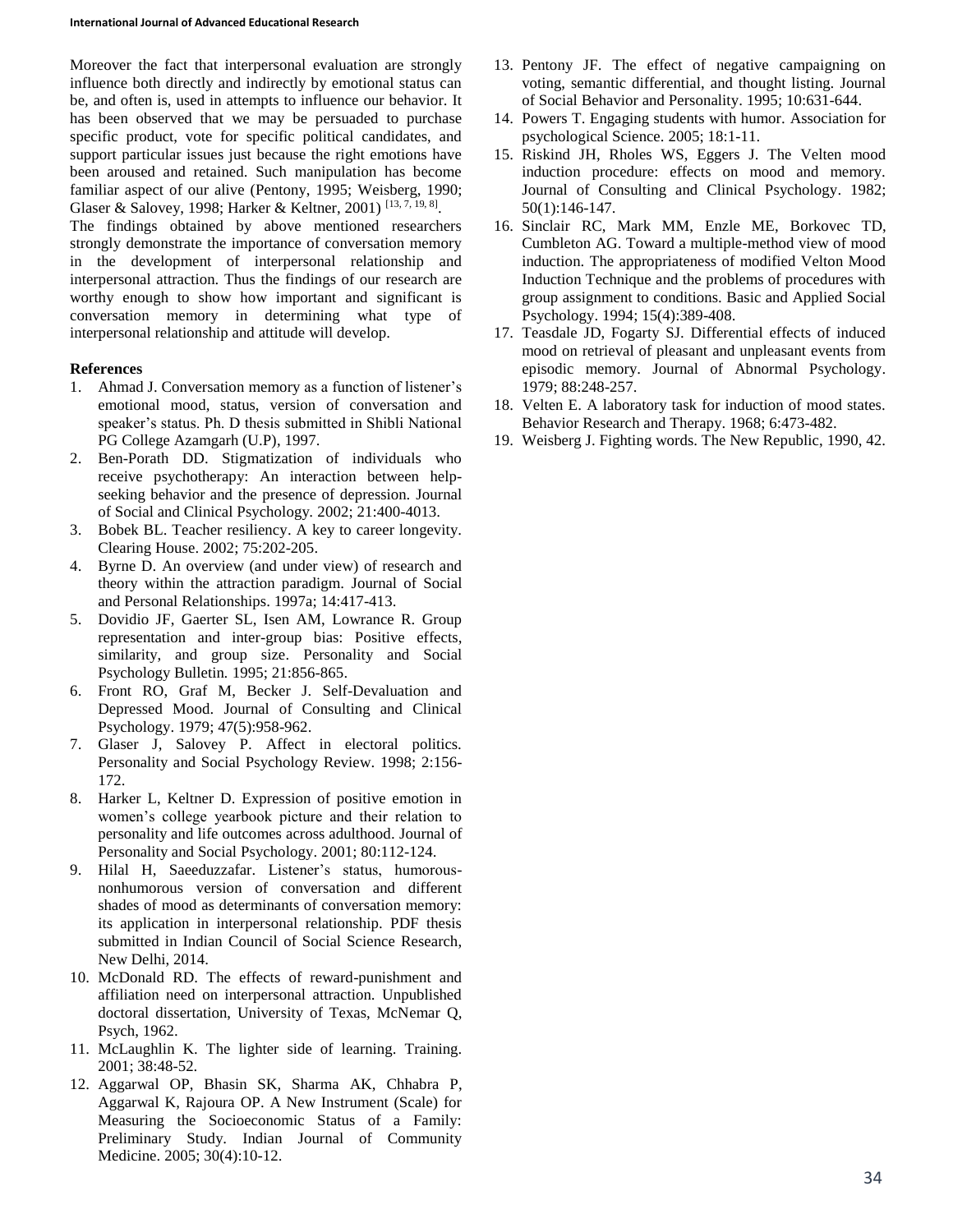Moreover the fact that interpersonal evaluation are strongly influence both directly and indirectly by emotional status can be, and often is, used in attempts to influence our behavior. It has been observed that we may be persuaded to purchase specific product, vote for specific political candidates, and support particular issues just because the right emotions have been aroused and retained. Such manipulation has become familiar aspect of our alive (Pentony, 1995; Weisberg, 1990; Glaser & Salovey, 1998; Harker & Keltner, 2001) [13, 7, 19, 8].

The findings obtained by above mentioned researchers strongly demonstrate the importance of conversation memory in the development of interpersonal relationship and interpersonal attraction. Thus the findings of our research are worthy enough to show how important and significant is conversation memory in determining what type of interpersonal relationship and attitude will develop.

## References

1. Ahmad J. Conversation memory as a function of listener's emotional mood, status, version of conversation and speaker's status. Ph. D thesis submitted in Shibli National PG College Azamgarh (U.P), 1997.
2. Ben-Porath DD. Stigmatization of individuals who receive psychotherapy: An interaction between help-seeking behavior and the presence of depression. Journal of Social and Clinical Psychology. 2002; 21:400-4013.
3. Bobek BL. Teacher resiliency. A key to career longevity. Clearing House. 2002; 75:202-205.
4. Byrne D. An overview (and under view) of research and theory within the attraction paradigm. Journal of Social and Personal Relationships. 1997a; 14:417-413.
5. Dovidio JF, Gaerter SL, Isen AM, Lowrance R. Group representation and inter-group bias: Positive effects, similarity, and group size. Personality and Social Psychology Bulletin. 1995; 21:856-865.
6. Front RO, Graf M, Becker J. Self-Devaluation and Depressed Mood. Journal of Consulting and Clinical Psychology. 1979; 47(5):958-962.
7. Glaser J, Salovey P. Affect in electoral politics. Personality and Social Psychology Review. 1998; 2:156-172.
8. Harker L, Keltner D. Expression of positive emotion in women's college yearbook picture and their relation to personality and life outcomes across adulthood. Journal of Personality and Social Psychology. 2001; 80:112-124.
9. Hilal H, Saeeduzzafar. Listener's status, humorous-nonhumorous version of conversation and different shades of mood as determinants of conversation memory: its application in interpersonal relationship. PDF thesis submitted in Indian Council of Social Science Research, New Delhi, 2014.
10. McDonald RD. The effects of reward-punishment and affiliation need on interpersonal attraction. Unpublished doctoral dissertation, University of Texas, McNemar Q, Psych, 1962.
11. McLaughlin K. The lighter side of learning. Training. 2001; 38:48-52.
12. Aggarwal OP, Bhasin SK, Sharma AK, Chhabra P, Aggarwal K, Rajoura OP. A New Instrument (Scale) for Measuring the Socioeconomic Status of a Family: Preliminary Study. Indian Journal of Community Medicine. 2005; 30(4):10-12.
13. Pentony JF. The effect of negative campaigning on voting, semantic differential, and thought listing. Journal of Social Behavior and Personality. 1995; 10:631-644.
14. Powers T. Engaging students with humor. Association for psychological Science. 2005; 18:1-11.
15. Riskind JH, Rholes WS, Eggers J. The Velten mood induction procedure: effects on mood and memory. Journal of Consulting and Clinical Psychology. 1982; 50(1):146-147.
16. Sinclair RC, Mark MM, Enzle ME, Borkovec TD, Cumbleton AG. Toward a multiple-method view of mood induction. The appropriateness of modified Velton Mood Induction Technique and the problems of procedures with group assignment to conditions. Basic and Applied Social Psychology. 1994; 15(4):389-408.
17. Teasdale JD, Fogarty SJ. Differential effects of induced mood on retrieval of pleasant and unpleasant events from episodic memory. Journal of Abnormal Psychology. 1979; 88:248-257.
18. Velten E. A laboratory task for induction of mood states. Behavior Research and Therapy. 1968; 6:473-482.
19. Weisberg J. Fighting words. The New Republic, 1990, 42.